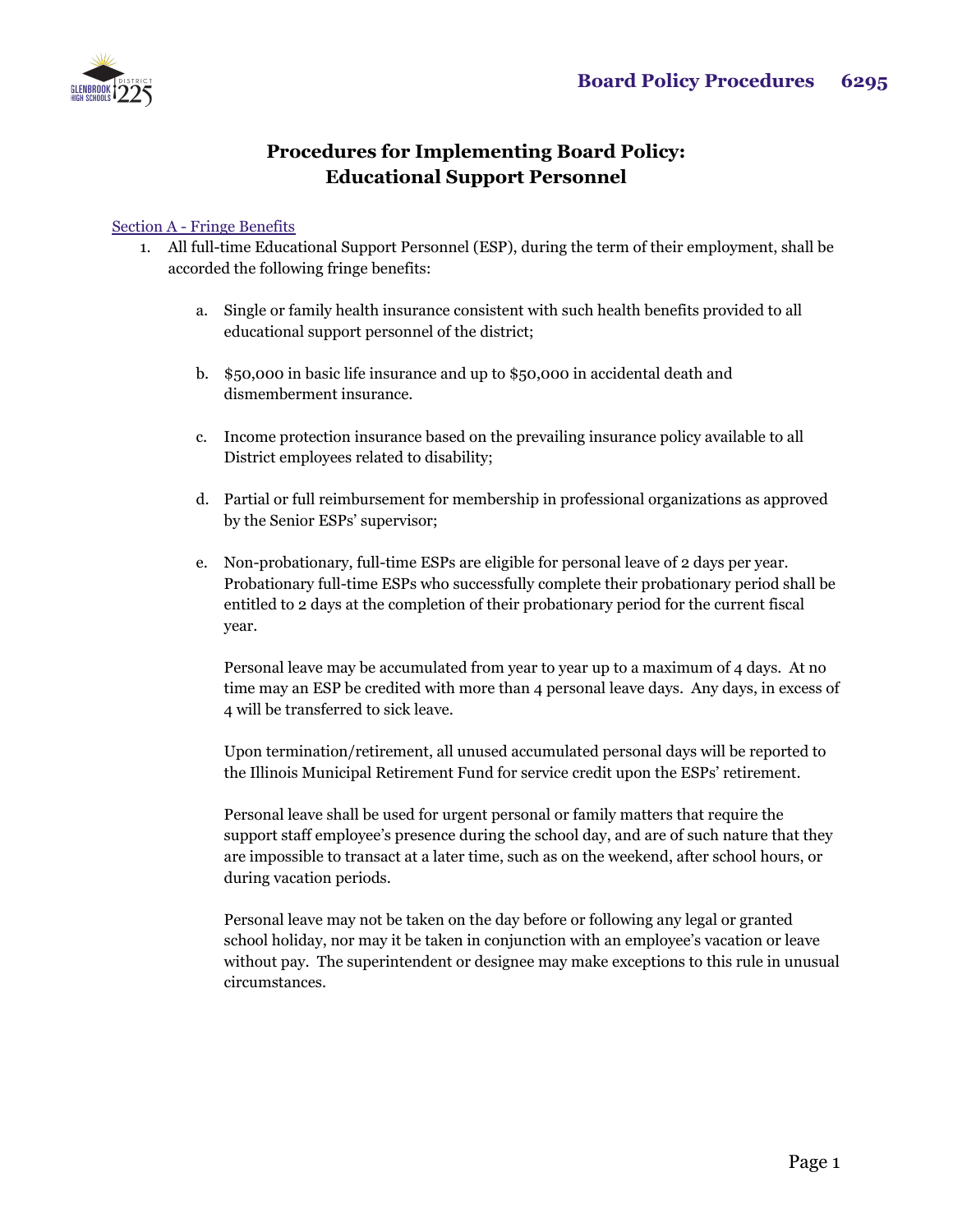# Procedures for Implementing Board Policy: Educational Support Personnel

## Section A - Fringe Benefits

1. All full-time Educational Support Personnel (ESP), during the term of their employment, shall be accorded the following fringe benefits:

   a. Single or family health insurance consistent with such health benefits provided to all educational support personnel of the district;

   b. $50,000 in basic life insurance and up to $50,000 in accidental death and dismemberment insurance.

   c. Income protection insurance based on the prevailing insurance policy available to all District employees related to disability;

   d. Partial or full reimbursement for membership in professional organizations as approved by the Senior ESPs' supervisor;

   e. Non-probationary, full-time ESPs are eligible for personal leave of 2 days per year. Probationary full-time ESPs who successfully complete their probationary period shall be entitled to 2 days at the completion of their probationary period for the current fiscal year.

      Personal leave may be accumulated from year to year up to a maximum of 4 days. At no time may an ESP be credited with more than 4 personal leave days. Any days, in excess of 4 will be transferred to sick leave.

      Upon termination/retirement, all unused accumulated personal days will be reported to the Illinois Municipal Retirement Fund for service credit upon the ESPs' retirement.

      Personal leave shall be used for urgent personal or family matters that require the support staff employee's presence during the school day, and are of such nature that they are impossible to transact at a later time, such as on the weekend, after school hours, or during vacation periods.

      Personal leave may not be taken on the day before or following any legal or granted school holiday, nor may it be taken in conjunction with an employee's vacation or leave without pay. The superintendent or designee may make exceptions to this rule in unusual circumstances.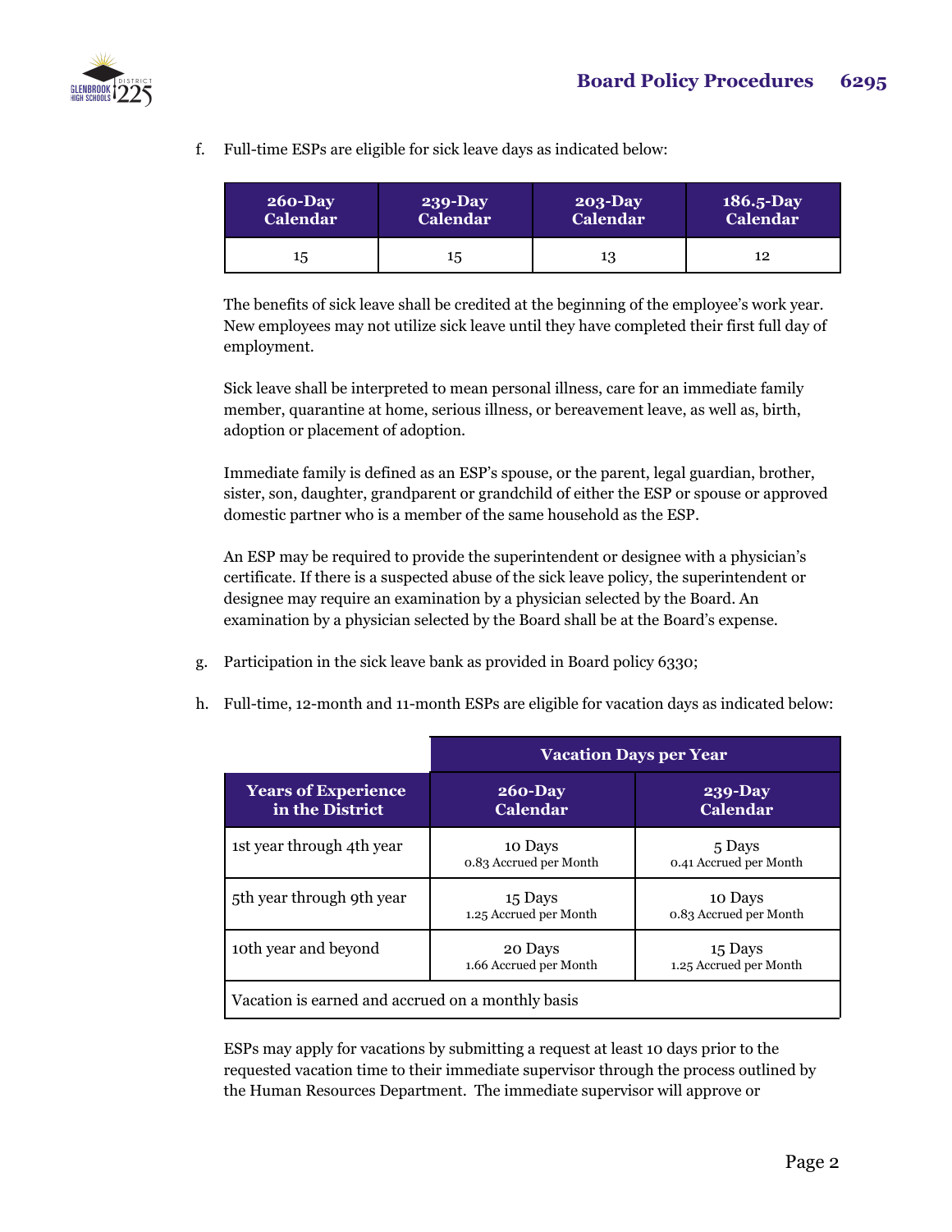f. Full-time ESPs are eligible for sick leave days as indicated below:

| 260-Day Calendar | 239-Day Calendar | 203-Day Calendar | 186.5-Day Calendar |
|---|---|---|---|
| 15 | 15 | 13 | 12 |

The benefits of sick leave shall be credited at the beginning of the employee's work year. New employees may not utilize sick leave until they have completed their first full day of employment.

Sick leave shall be interpreted to mean personal illness, care for an immediate family member, quarantine at home, serious illness, or bereavement leave, as well as, birth, adoption or placement of adoption.

Immediate family is defined as an ESP's spouse, or the parent, legal guardian, brother, sister, son, daughter, grandparent or grandchild of either the ESP or spouse or approved domestic partner who is a member of the same household as the ESP.

An ESP may be required to provide the superintendent or designee with a physician's certificate. If there is a suspected abuse of the sick leave policy, the superintendent or designee may require an examination by a physician selected by the Board. An examination by a physician selected by the Board shall be at the Board's expense.

g. Participation in the sick leave bank as provided in Board policy 6330;

h. Full-time, 12-month and 11-month ESPs are eligible for vacation days as indicated below:

| | Vacation Days per Year | |
|---|---|---|
| **Years of Experience in the District** | **260-Day Calendar** | **239-Day Calendar** |
| 1st year through 4th year | 10 Days<br>0.83 Accrued per Month | 5 Days<br>0.41 Accrued per Month |
| 5th year through 9th year | 15 Days<br>1.25 Accrued per Month | 10 Days<br>0.83 Accrued per Month |
| 10th year and beyond | 20 Days<br>1.66 Accrued per Month | 15 Days<br>1.25 Accrued per Month |
| Vacation is earned and accrued on a monthly basis | | |

ESPs may apply for vacations by submitting a request at least 10 days prior to the requested vacation time to their immediate supervisor through the process outlined by the Human Resources Department. The immediate supervisor will approve or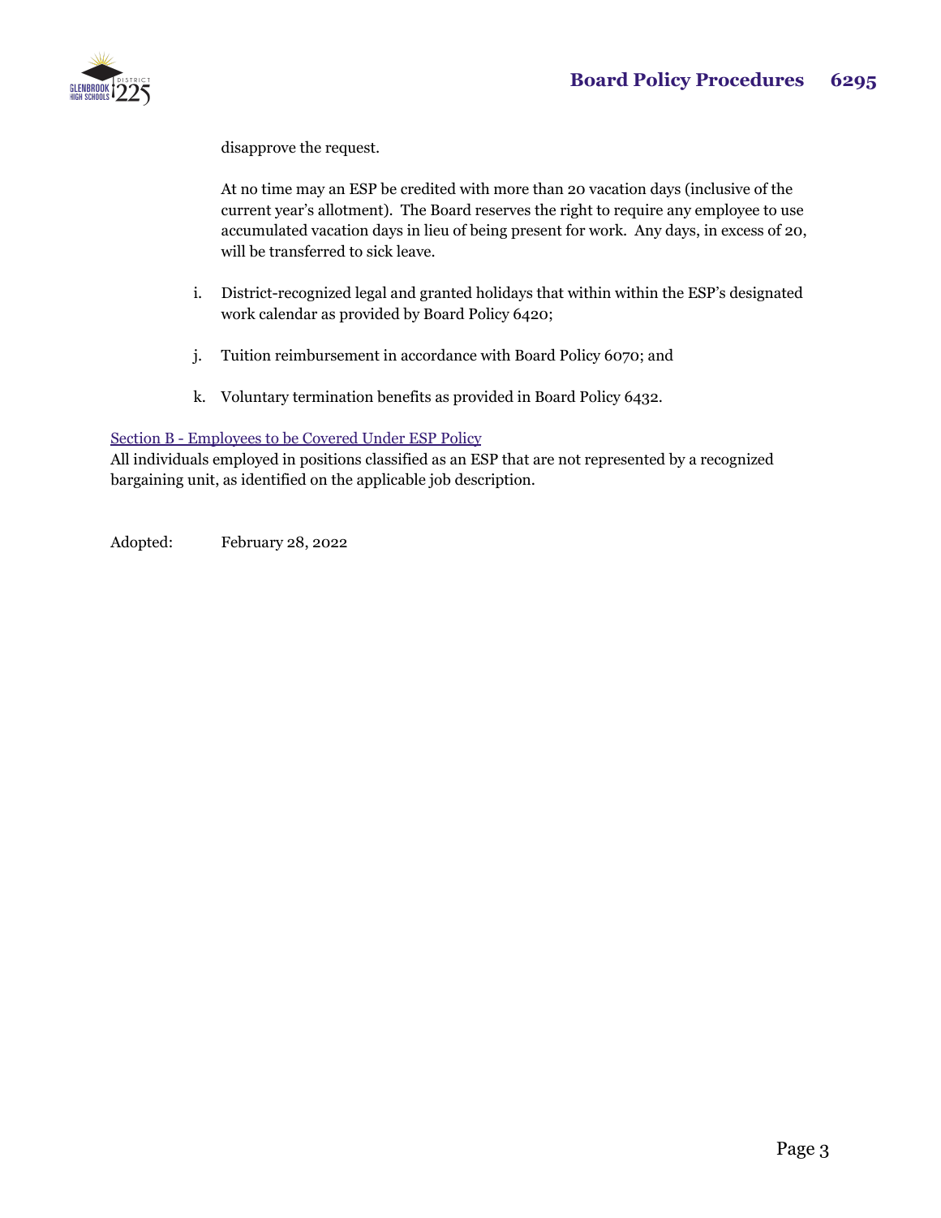disapprove the request.

At no time may an ESP be credited with more than 20 vacation days (inclusive of the current year's allotment). The Board reserves the right to require any employee to use accumulated vacation days in lieu of being present for work. Any days, in excess of 20, will be transferred to sick leave.

i. District-recognized legal and granted holidays that within within the ESP's designated work calendar as provided by Board Policy 6420;

j. Tuition reimbursement in accordance with Board Policy 6070; and

k. Voluntary termination benefits as provided in Board Policy 6432.

Section B - Employees to be Covered Under ESP Policy

All individuals employed in positions classified as an ESP that are not represented by a recognized bargaining unit, as identified on the applicable job description.

Adopted: February 28, 2022